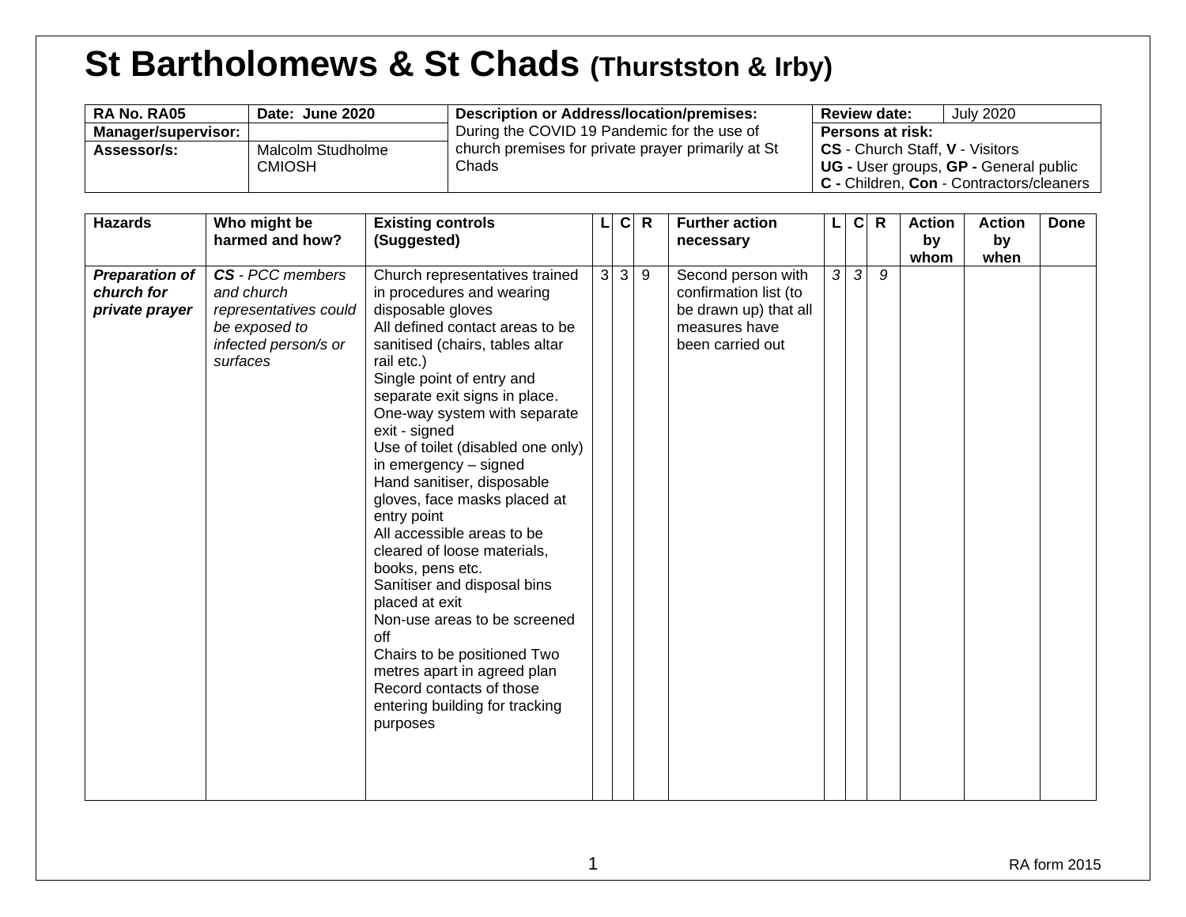# St Bartholomews & St Chads (Thurstston & Irby)

| RA No. RA05 | Date: June 2020 | Description or Address/location/premises: | Review date: | July 2020 |
|---|---|---|---|---|
| Manager/supervisor: | | During the COVID 19 Pandemic for the use of church premises for private prayer primarily at St Chads | Persons at risk: | |
| Assessor/s: | Malcolm Studholme CMIOSH | | **CS** - Church Staff, **V** - Visitors<br>**UG -** User groups, **GP -** General public<br>**C -** Children, **Con** - Contractors/cleaners | |

| Hazards | Who might be harmed and how? | Existing controls (Suggested) | L | C | R | Further action necessary | L | C | R | Action by whom | Action by when | Done |
|---|---|---|---|---|---|---|---|---|---|---|---|---|
| ***Preparation of church for private prayer*** | ***CS*** *- PCC members and church representatives could be exposed to infected person/s or surfaces* | Church representatives trained in procedures and wearing disposable gloves<br>All defined contact areas to be sanitised (chairs, tables altar rail etc.)<br>Single point of entry and separate exit signs in place.<br>One-way system with separate exit - signed<br>Use of toilet (disabled one only) in emergency – signed<br>Hand sanitiser, disposable gloves, face masks placed at entry point<br>All accessible areas to be cleared of loose materials, books, pens etc.<br>Sanitiser and disposal bins placed at exit<br>Non-use areas to be screened off<br>Chairs to be positioned Two metres apart in agreed plan<br>Record contacts of those entering building for tracking purposes | 3 | 3 | 9 | Second person with confirmation list (to be drawn up) that all measures have been carried out | *3* | *3* | *9* | | | |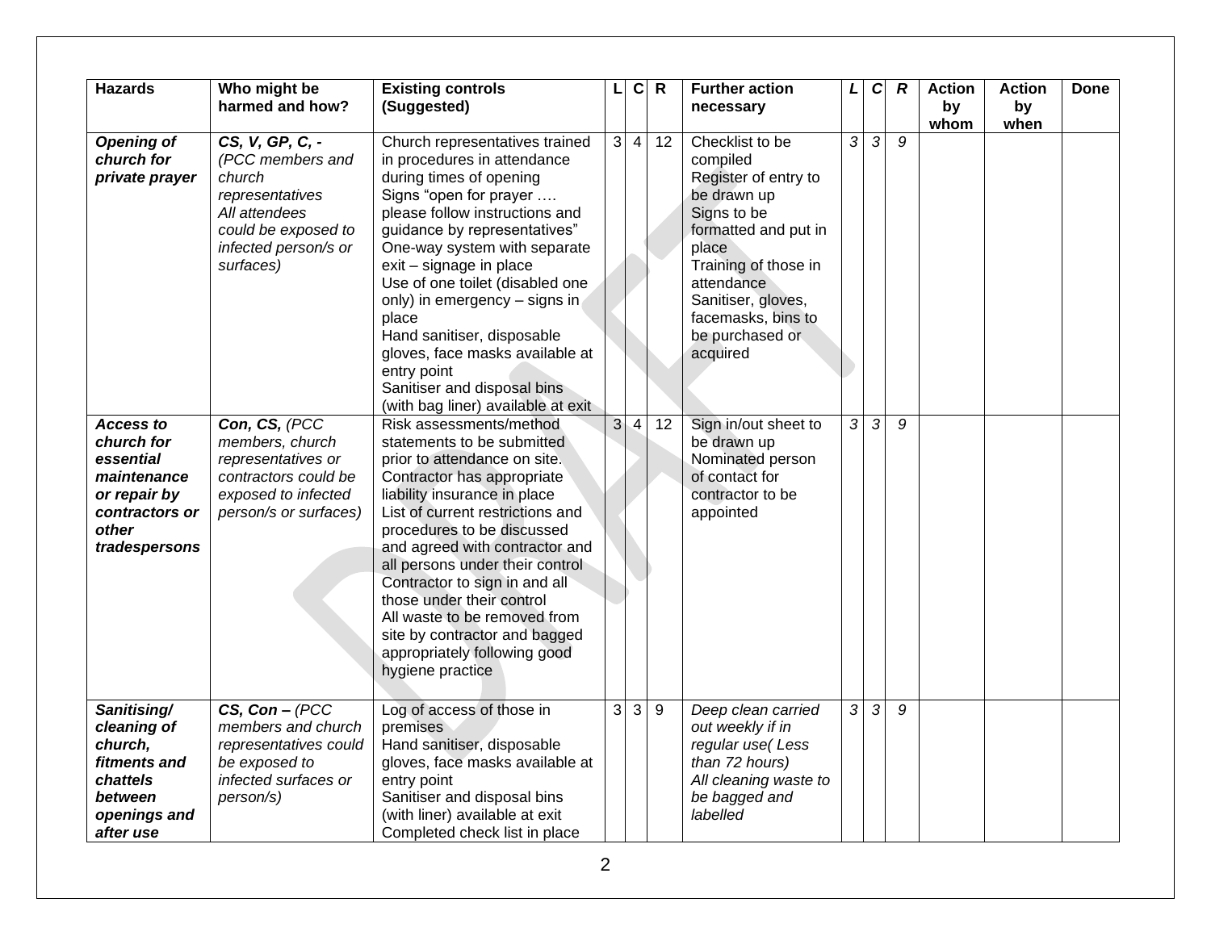| Hazards | Who might be harmed and how? | Existing controls (Suggested) | L | C | R | Further action necessary | *L* | *C* | *R* | Action by whom | Action by when | Done |
|---|---|---|---|---|---|---|---|---|---|---|---|---|
| ***Opening of church for private prayer*** | ***CS, V, GP, C, -*** *(PCC members and church representatives All attendees could be exposed to infected person/s or surfaces)* | Church representatives trained in procedures in attendance during times of opening<br>Signs "open for prayer …. please follow instructions and guidance by representatives"<br>One-way system with separate exit – signage in place<br>Use of one toilet (disabled one only) in emergency – signs in place<br>Hand sanitiser, disposable gloves, face masks available at entry point<br>Sanitiser and disposal bins (with bag liner) available at exit | 3 | 4 | 12 | Checklist to be compiled<br>Register of entry to be drawn up<br>Signs to be formatted and put in place<br>Training of those in attendance<br>Sanitiser, gloves, facemasks, bins to be purchased or acquired | *3* | *3* | *9* | | | |
| ***Access to church for essential maintenance or repair by contractors or other tradespersons*** | ***Con, CS,*** *(PCC members, church representatives or contractors could be exposed to infected person/s or surfaces)* | Risk assessments/method statements to be submitted prior to attendance on site.<br>Contractor has appropriate liability insurance in place<br>List of current restrictions and procedures to be discussed and agreed with contractor and all persons under their control<br>Contractor to sign in and all those under their control<br>All waste to be removed from site by contractor and bagged appropriately following good hygiene practice | 3 | 4 | 12 | Sign in/out sheet to be drawn up<br>Nominated person of contact for contractor to be appointed | *3* | *3* | *9* | | | |
| ***Sanitising/ cleaning of church, fitments and chattels between openings and after use*** | ***CS, Con –*** *(PCC members and church representatives could be exposed to infected surfaces or person/s)* | Log of access of those in premises<br>Hand sanitiser, disposable gloves, face masks available at entry point<br>Sanitiser and disposal bins (with liner) available at exit<br>Completed check list in place | 3 | 3 | 9 | *Deep clean carried out weekly if in regular use( Less than 72 hours)*<br>*All cleaning waste to be bagged and labelled* | *3* | *3* | *9* | | | |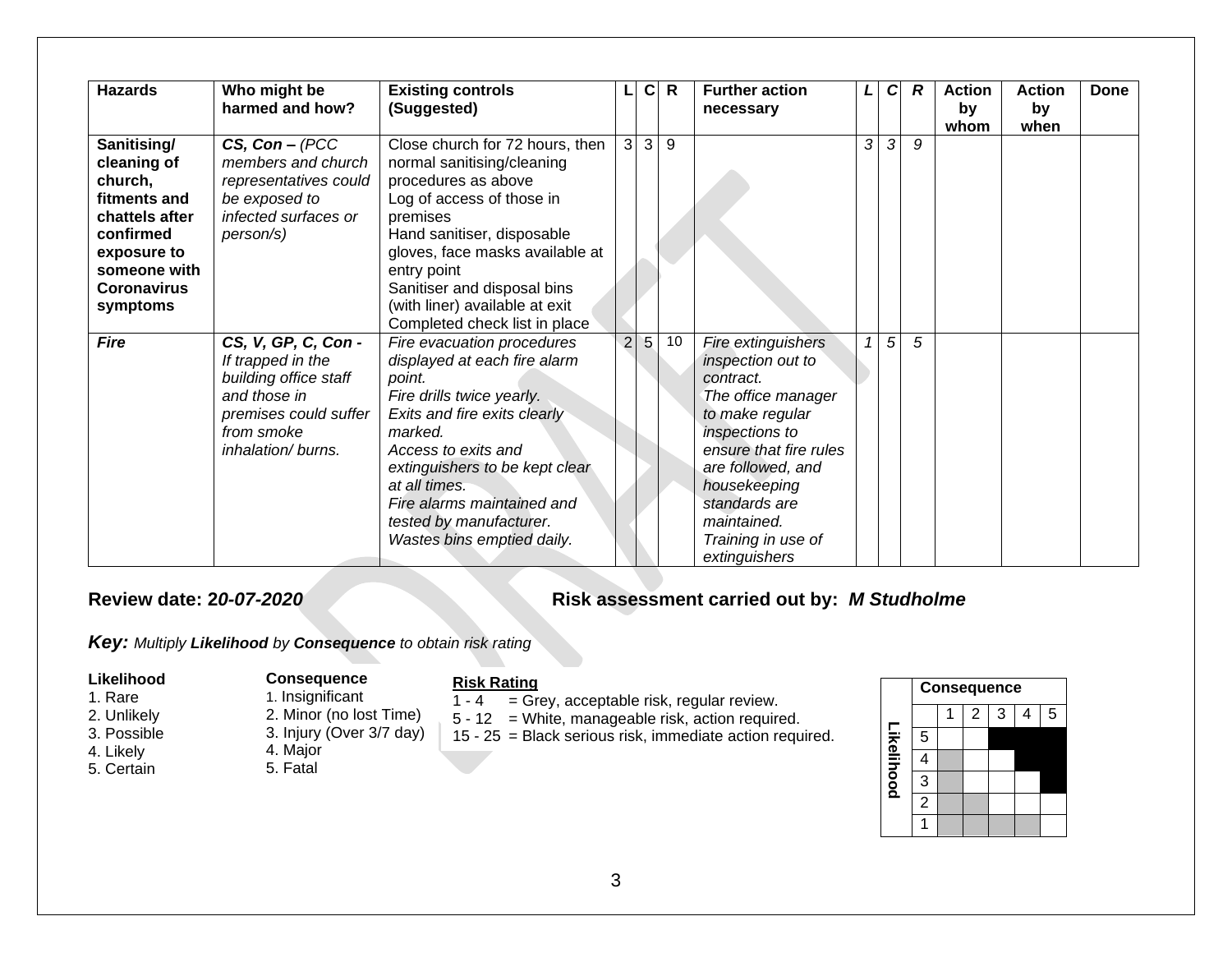| Hazards | Who might be harmed and how? | Existing controls (Suggested) | L | C | R | Further action necessary | *L* | *C* | *R* | Action by whom | Action by when | Done |
|---|---|---|---|---|---|---|---|---|---|---|---|---|
| **Sanitising/ cleaning of church, fitments and chattels after confirmed exposure to someone with Coronavirus symptoms** | ***CS, Con* – *(PCC members and church representatives could be exposed to infected surfaces or person/s)*** | Close church for 72 hours, then normal sanitising/cleaning procedures as above<br>Log of access of those in premises<br>Hand sanitiser, disposable gloves, face masks available at entry point<br>Sanitiser and disposal bins (with liner) available at exit<br>Completed check list in place | 3 | 3 | 9 | | *3* | *3* | *9* | | | |
| ***Fire*** | ***CS, V, GP, C, Con -*** *If trapped in the building office staff and those in premises could suffer from smoke inhalation/ burns.* | *Fire evacuation procedures displayed at each fire alarm point.*<br>*Fire drills twice yearly.*<br>*Exits and fire exits clearly marked.*<br>*Access to exits and extinguishers to be kept clear at all times.*<br>*Fire alarms maintained and tested by manufacturer.*<br>*Wastes bins emptied daily.* | 2 | 5 | 10 | *Fire extinguishers inspection out to contract.*<br>*The office manager to make regular inspections to ensure that fire rules are followed, and housekeeping standards are maintained.*<br>*Training in use of extinguishers* | *1* | *5* | *5* | | | |

**Review date: 2*0-07-2020***

**Risk assessment carried out by:** ***M Studholme***

***Key:*** *Multiply **Likelihood** by **Consequence** to obtain risk rating*

**Likelihood**
1. Rare
2. Unlikely
3. Possible
4. Likely
5. Certain

**Consequence**
1. Insignificant
2. Minor (no lost Time)
3. Injury (Over 3/7 day)
4. Major
5. Fatal

**Risk Rating**
1 - 4 = Grey, acceptable risk, regular review.
5 - 12 = White, manageable risk, action required.
15 - 25 = Black serious risk, immediate action required.

| Likelihood \ Consequence | 1 | 2 | 3 | 4 | 5 |
|---|---|---|---|---|---|
| 5 | | | | | |
| 4 | | | | | |
| 3 | | | | | |
| 2 | | | | | |
| 1 | | | | | |